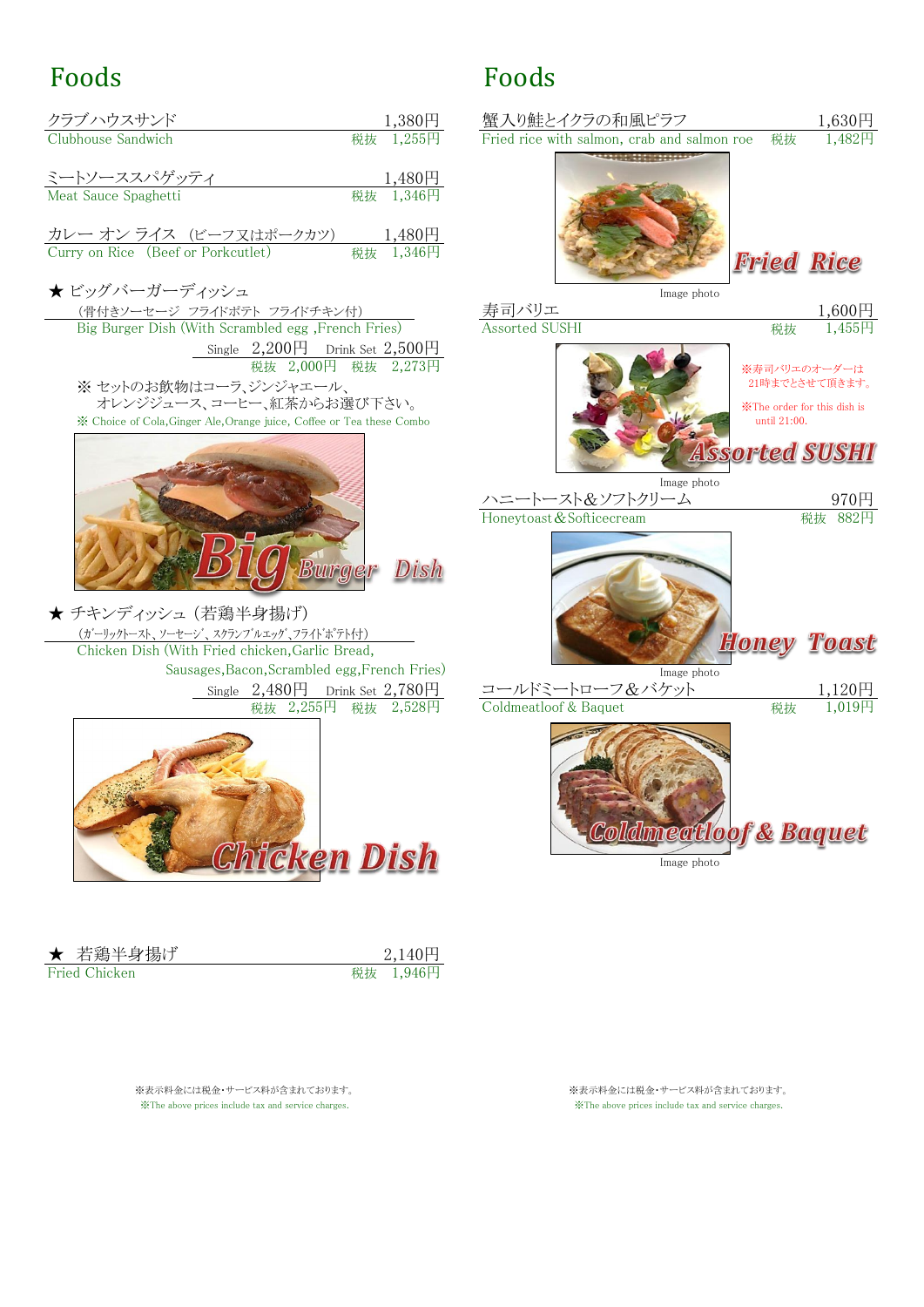## Foods

クラブハウスサンド　1,380円
Clubhouse Sandwich　税抜　1,255円

ミートソーススパゲッティ　1,480円
Meat Sauce Spaghetti　税抜　1,346円

カレー オン ライス　(ビーフ又はポークカツ)　1,480円
Curry on Rice　(Beef or Porkcutlet)　税抜　1,346円

★ ビッグバーガーディッシュ
(骨付きソーセージ　フライドポテト　フライドチキン付)
Big Burger Dish (With Scrambled egg ,French Fries)
Single　2,200円　Drink Set　2,500円
税抜　2,000円　税抜　2,273円

※ セットのお飲物はコーラ、ジンジャエール、
オレンジジュース、コーヒー、紅茶からお選び下さい。
※ Choice of Cola,Ginger Ale,Orange juice, Coffee or Tea these Combo

Big Burger Dish

★ チキンディッシュ (若鶏半身揚げ)
(ガーリックトースト、ソーセージ、スクランブルエッグ、フライドポテト付)
Chicken Dish (With Fried chicken,Garlic Bread,
Sausages,Bacon,Scrambled egg,French Fries)
Single　2,480円　Drink Set　2,780円
税抜　2,255円　税抜　2,528円

Chicken Dish

★ 若鶏半身揚げ　2,140円
Fried Chicken　税抜　1,946円

※表示料金には税金・サービス料が含まれております。
※The above prices include tax and service charges.

## Foods

蟹入り鮭とイクラの和風ピラフ　1,630円
Fried rice with salmon, crab and salmon roe　税抜　1,482円

Fried Rice

Image photo

寿司バリエ　1,600円
Assorted SUSHI　税抜　1,455円

※寿司バリエのオーダーは
21時までとさせて頂きます。
※The order for this dish is
until 21:00.

Assorted SUSHI

Image photo

ハニートースト＆ソフトクリーム　970円
Honeytoast＆Softicecream　税抜　882円

Honey Toast

Image photo

コールドミートローフ＆バケット　1,120円
Coldmeatloof & Baquet　税抜　1,019円

Coldmeatloof & Baquet

Image photo

※表示料金には税金・サービス料が含まれております。
※The above prices include tax and service charges.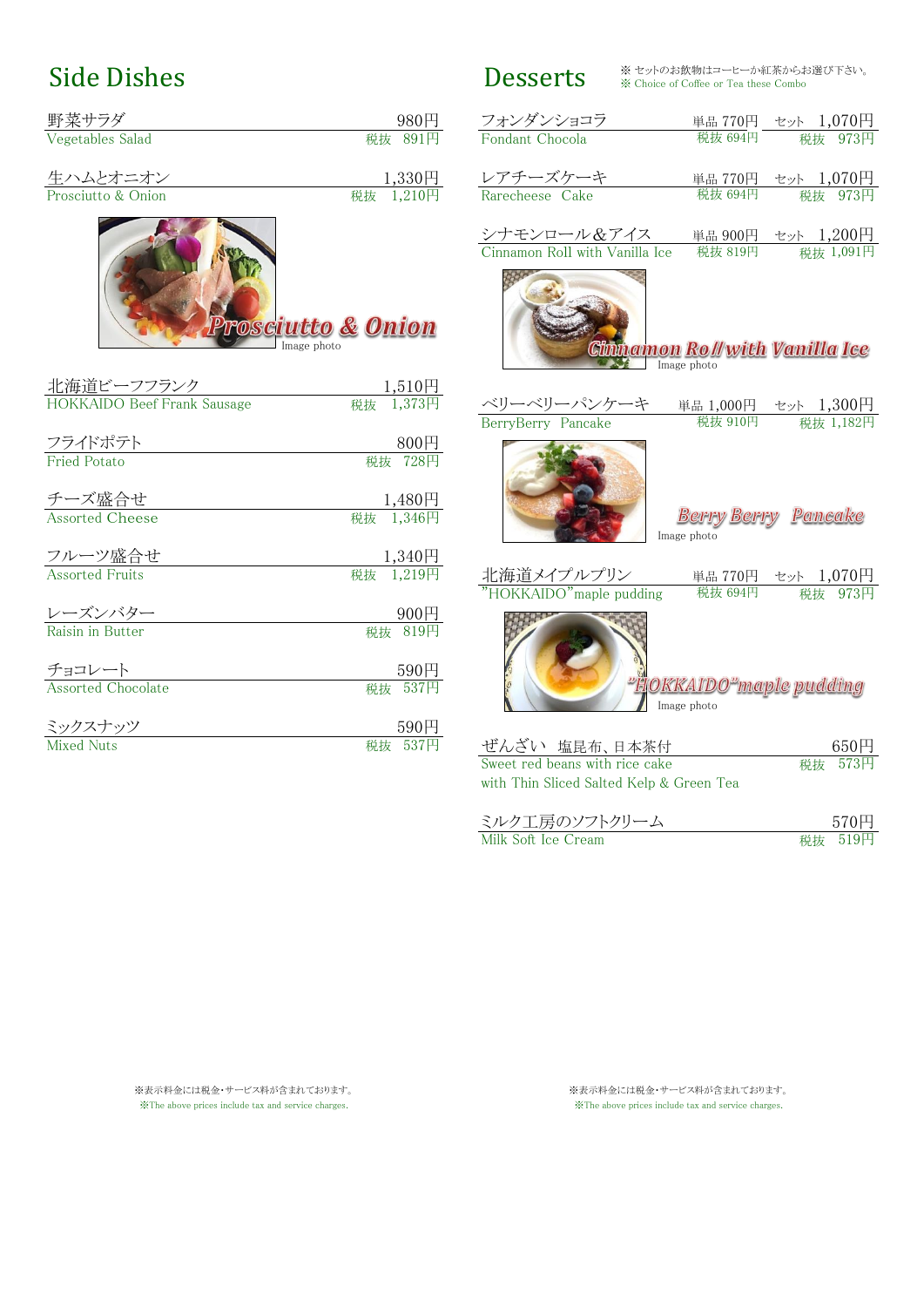## Side Dishes

野菜サラダ　980円
Vegetables Salad　税抜　891円

生ハムとオニオン　1,330円
Prosciutto & Onion　税抜　1,210円

Prosciutto & Onion
Image photo

北海道ビーフフランク　1,510円
HOKKAIDO Beef Frank Sausage　税抜　1,373円

フライドポテト　800円
Fried Potato　税抜　728円

チーズ盛合せ　1,480円
Assorted Cheese　税抜　1,346円

フルーツ盛合せ　1,340円
Assorted Fruits　税抜　1,219円

レーズンバター　900円
Raisin in Butter　税抜　819円

チョコレート　590円
Assorted Chocolate　税抜　537円

ミックスナッツ　590円
Mixed Nuts　税抜　537円

※表示料金には税金・サービス料が含まれております。
※The above prices include tax and service charges.

## Desserts

※ セットのお飲物はコーヒーか紅茶からお選び下さい。
※ Choice of Coffee or Tea these Combo

フォンダンショコラ　単品 770円　セット　1,070円
Fondant Chocola　税抜 694円　税抜　973円

レアチーズケーキ　単品 770円　セット　1,070円
Rarecheese Cake　税抜 694円　税抜　973円

シナモンロール＆アイス　単品 900円　セット　1,200円
Cinnamon Roll with Vanilla Ice　税抜 819円　税抜 1,091円

Cinnamon Roll with Vanilla Ice
Image photo

ベリーベリーパンケーキ　単品 1,000円　セット　1,300円
BerryBerry Pancake　税抜 910円　税抜 1,182円

Berry Berry Pancake
Image photo

北海道メイプルプリン　単品 770円　セット　1,070円
"HOKKAIDO"maple pudding　税抜 694円　税抜　973円

"HOKKAIDO"maple pudding
Image photo

ぜんざい　塩昆布、日本茶付　650円
Sweet red beans with rice cake with Thin Sliced Salted Kelp & Green Tea　税抜　573円

ミルク工房のソフトクリーム　570円
Milk Soft Ice Cream　税抜　519円

※表示料金には税金・サービス料が含まれております。
※The above prices include tax and service charges.